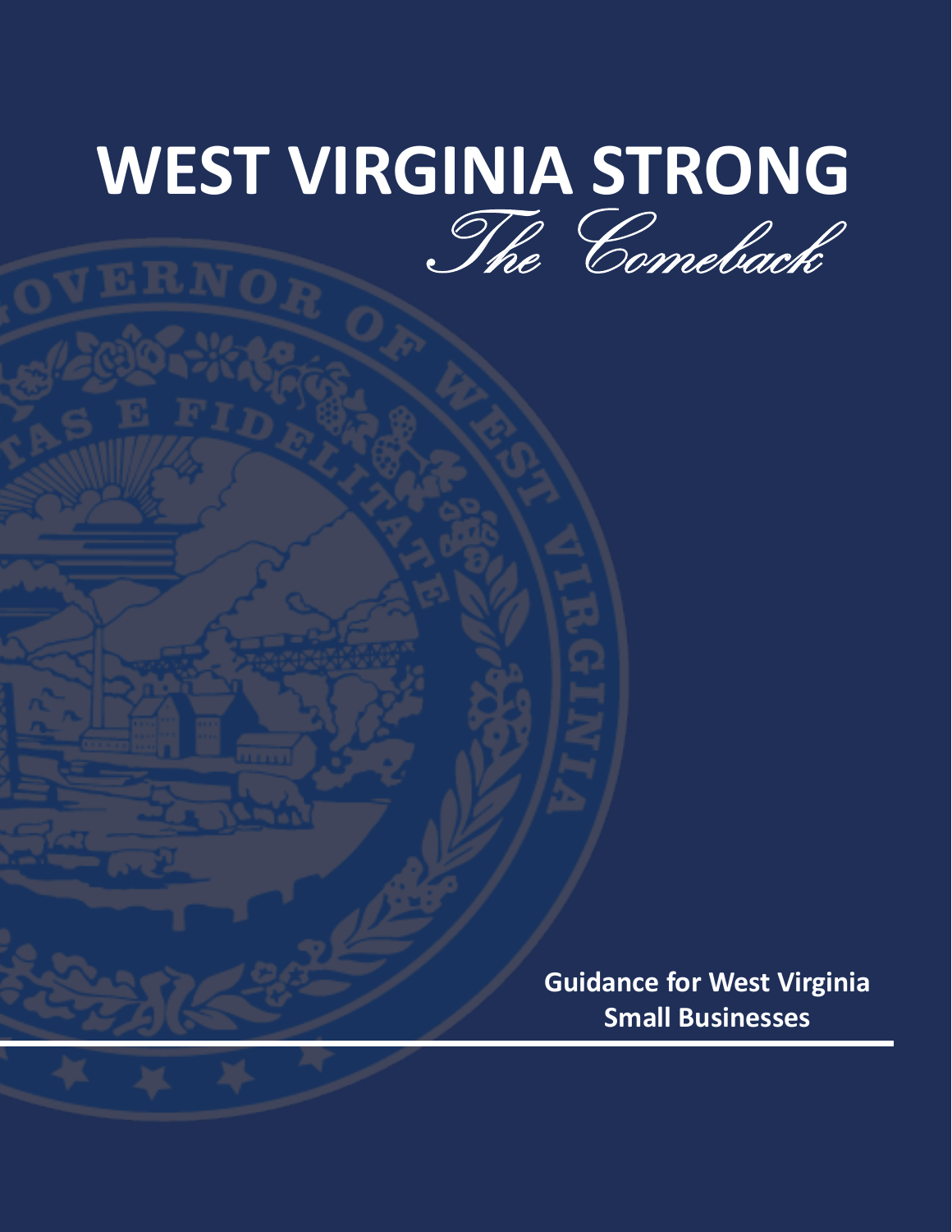# WEST VIRGINIA STRONG

*The Comeback*

**Guidance for West Virginia Small Businesses**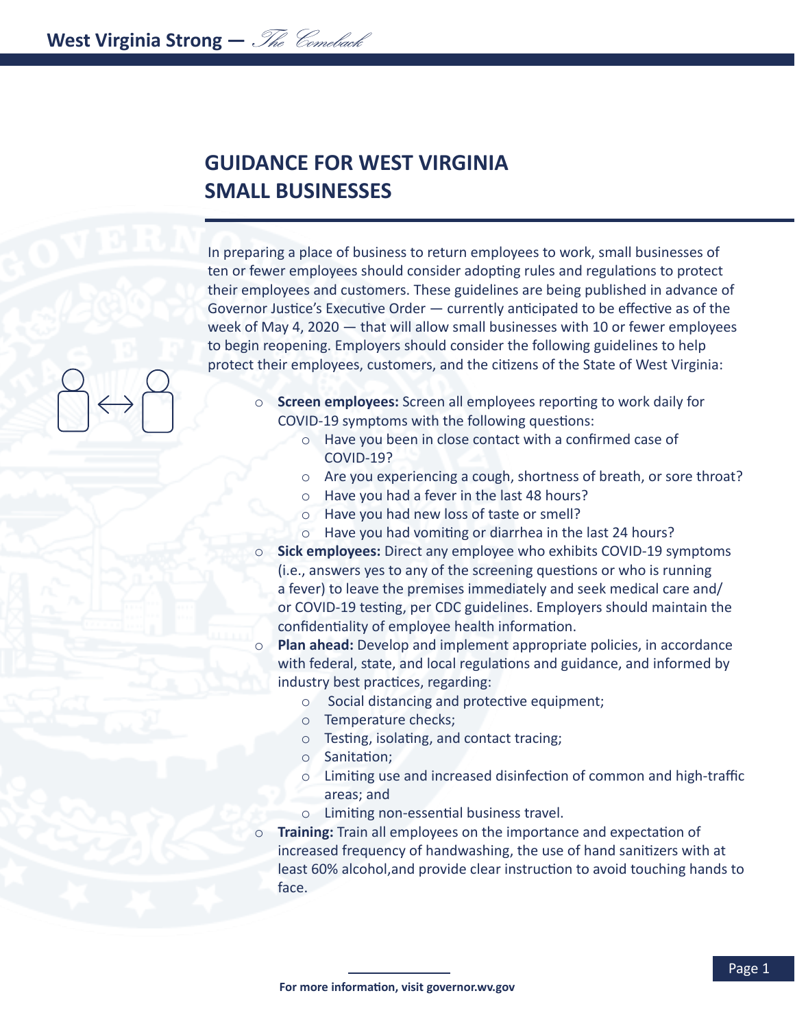# GUIDANCE FOR WEST VIRGINIA SMALL BUSINESSES

In preparing a place of business to return employees to work, small businesses of ten or fewer employees should consider adopting rules and regulations to protect their employees and customers. These guidelines are being published in advance of Governor Justice's Executive Order — currently anticipated to be effective as of the week of May 4, 2020 — that will allow small businesses with 10 or fewer employees to begin reopening. Employers should consider the following guidelines to help protect their employees, customers, and the citizens of the State of West Virginia:

- **Screen employees:** Screen all employees reporting to work daily for COVID-19 symptoms with the following questions:
  - Have you been in close contact with a confirmed case of COVID-19?
  - Are you experiencing a cough, shortness of breath, or sore throat?
  - Have you had a fever in the last 48 hours?
  - Have you had new loss of taste or smell?
  - Have you had vomiting or diarrhea in the last 24 hours?
- **Sick employees:** Direct any employee who exhibits COVID-19 symptoms (i.e., answers yes to any of the screening questions or who is running a fever) to leave the premises immediately and seek medical care and/or COVID-19 testing, per CDC guidelines. Employers should maintain the confidentiality of employee health information.
- **Plan ahead:** Develop and implement appropriate policies, in accordance with federal, state, and local regulations and guidance, and informed by industry best practices, regarding:
  - Social distancing and protective equipment;
  - Temperature checks;
  - Testing, isolating, and contact tracing;
  - Sanitation;
  - Limiting use and increased disinfection of common and high-traffic areas; and
  - Limiting non-essential business travel.
- **Training:** Train all employees on the importance and expectation of increased frequency of handwashing, the use of hand sanitizers with at least 60% alcohol,and provide clear instruction to avoid touching hands to face.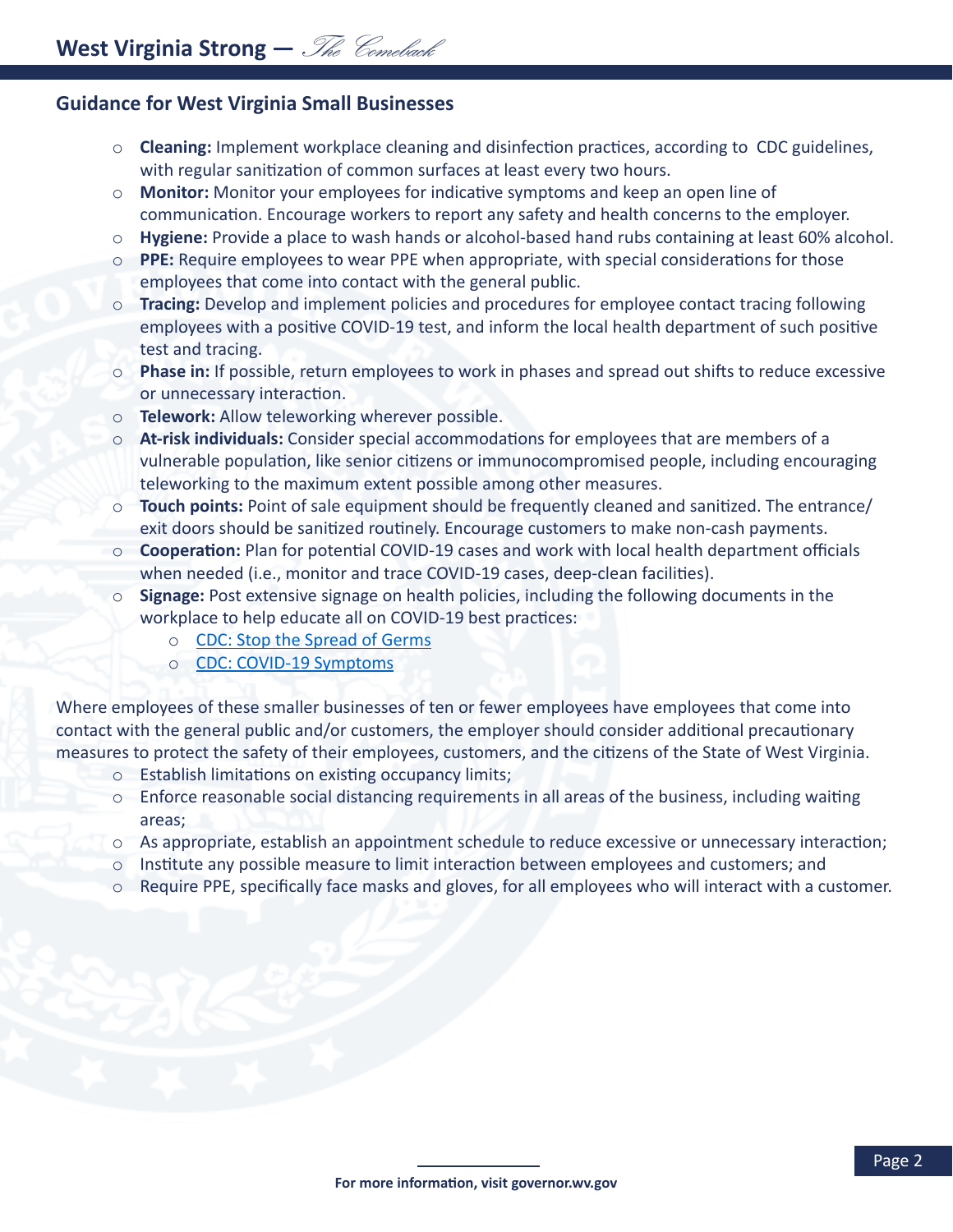## Guidance for West Virginia Small Businesses

- **Cleaning:** Implement workplace cleaning and disinfection practices, according to CDC guidelines, with regular sanitization of common surfaces at least every two hours.
- **Monitor:** Monitor your employees for indicative symptoms and keep an open line of communication. Encourage workers to report any safety and health concerns to the employer.
- **Hygiene:** Provide a place to wash hands or alcohol-based hand rubs containing at least 60% alcohol.
- **PPE:** Require employees to wear PPE when appropriate, with special considerations for those employees that come into contact with the general public.
- **Tracing:** Develop and implement policies and procedures for employee contact tracing following employees with a positive COVID-19 test, and inform the local health department of such positive test and tracing.
- **Phase in:** If possible, return employees to work in phases and spread out shifts to reduce excessive or unnecessary interaction.
- **Telework:** Allow teleworking wherever possible.
- **At-risk individuals:** Consider special accommodations for employees that are members of a vulnerable population, like senior citizens or immunocompromised people, including encouraging teleworking to the maximum extent possible among other measures.
- **Touch points:** Point of sale equipment should be frequently cleaned and sanitized. The entrance/exit doors should be sanitized routinely. Encourage customers to make non-cash payments.
- **Cooperation:** Plan for potential COVID-19 cases and work with local health department officials when needed (i.e., monitor and trace COVID-19 cases, deep-clean facilities).
- **Signage:** Post extensive signage on health policies, including the following documents in the workplace to help educate all on COVID-19 best practices:
  - CDC: Stop the Spread of Germs
  - CDC: COVID-19 Symptoms

Where employees of these smaller businesses of ten or fewer employees have employees that come into contact with the general public and/or customers, the employer should consider additional precautionary measures to protect the safety of their employees, customers, and the citizens of the State of West Virginia.

- Establish limitations on existing occupancy limits;
- Enforce reasonable social distancing requirements in all areas of the business, including waiting areas;
- As appropriate, establish an appointment schedule to reduce excessive or unnecessary interaction;
- Institute any possible measure to limit interaction between employees and customers; and
- Require PPE, specifically face masks and gloves, for all employees who will interact with a customer.